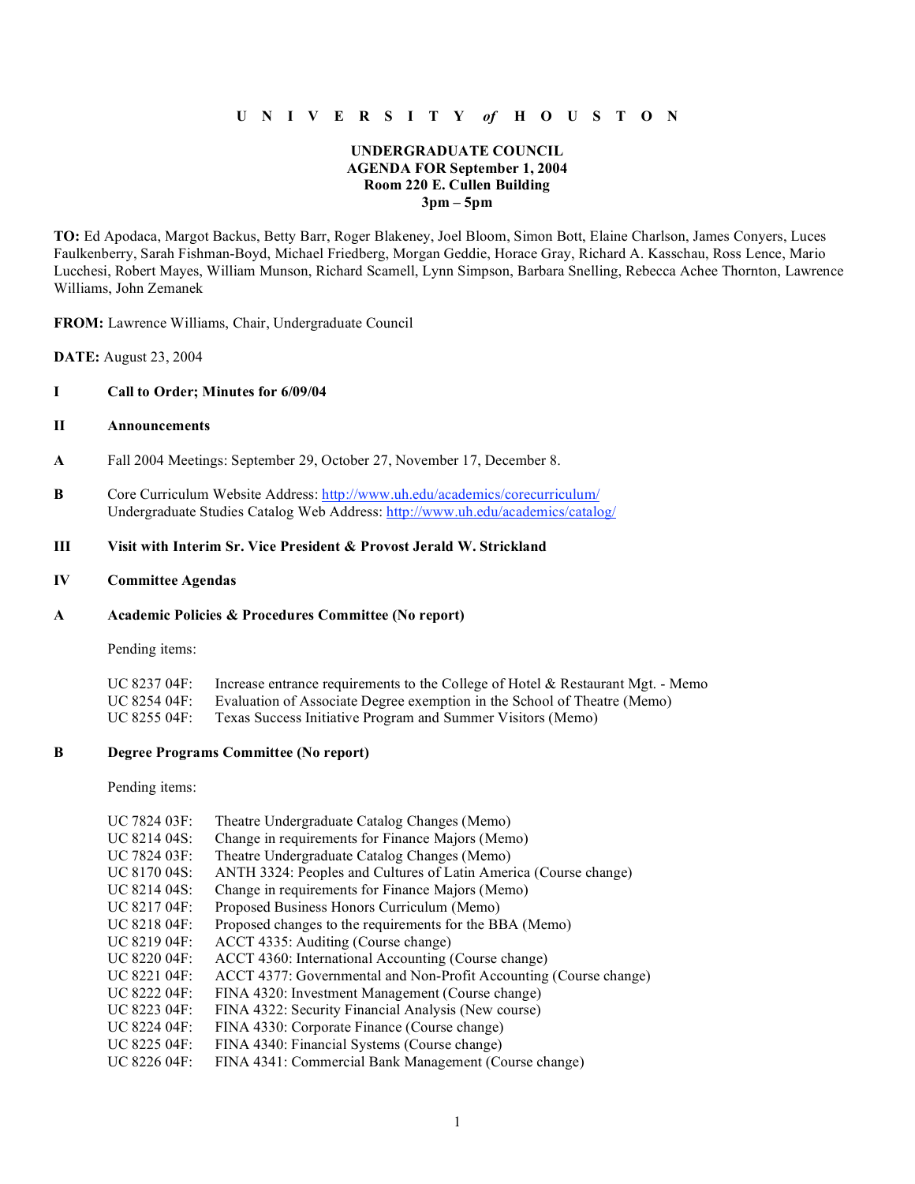**U N I V E R S I T Y *of* H O U S T O N**

**UNDERGRADUATE COUNCIL**
**AGENDA FOR September 1, 2004**
**Room 220 E. Cullen Building**
**3pm – 5pm**

**TO:** Ed Apodaca, Margot Backus, Betty Barr, Roger Blakeney, Joel Bloom, Simon Bott, Elaine Charlson, James Conyers, Luces Faulkenberry, Sarah Fishman-Boyd, Michael Friedberg, Morgan Geddie, Horace Gray, Richard A. Kasschau, Ross Lence, Mario Lucchesi, Robert Mayes, William Munson, Richard Scamell, Lynn Simpson, Barbara Snelling, Rebecca Achee Thornton, Lawrence Williams, John Zemanek

**FROM:** Lawrence Williams, Chair, Undergraduate Council

**DATE:** August 23, 2004

**I Call to Order; Minutes for 6/09/04**

**II Announcements**

**A** Fall 2004 Meetings: September 29, October 27, November 17, December 8.

**B** Core Curriculum Website Address: http://www.uh.edu/academics/corecurriculum/
Undergraduate Studies Catalog Web Address: http://www.uh.edu/academics/catalog/

**III Visit with Interim Sr. Vice President & Provost Jerald W. Strickland**

**IV Committee Agendas**

**A Academic Policies & Procedures Committee (No report)**

Pending items:

UC 8237 04F: Increase entrance requirements to the College of Hotel & Restaurant Mgt. - Memo
UC 8254 04F: Evaluation of Associate Degree exemption in the School of Theatre (Memo)
UC 8255 04F: Texas Success Initiative Program and Summer Visitors (Memo)

**B Degree Programs Committee (No report)**

Pending items:

UC 7824 03F: Theatre Undergraduate Catalog Changes (Memo)
UC 8214 04S: Change in requirements for Finance Majors (Memo)
UC 7824 03F: Theatre Undergraduate Catalog Changes (Memo)
UC 8170 04S: ANTH 3324: Peoples and Cultures of Latin America (Course change)
UC 8214 04S: Change in requirements for Finance Majors (Memo)
UC 8217 04F: Proposed Business Honors Curriculum (Memo)
UC 8218 04F: Proposed changes to the requirements for the BBA (Memo)
UC 8219 04F: ACCT 4335: Auditing (Course change)
UC 8220 04F: ACCT 4360: International Accounting (Course change)
UC 8221 04F: ACCT 4377: Governmental and Non-Profit Accounting (Course change)
UC 8222 04F: FINA 4320: Investment Management (Course change)
UC 8223 04F: FINA 4322: Security Financial Analysis (New course)
UC 8224 04F: FINA 4330: Corporate Finance (Course change)
UC 8225 04F: FINA 4340: Financial Systems (Course change)
UC 8226 04F: FINA 4341: Commercial Bank Management (Course change)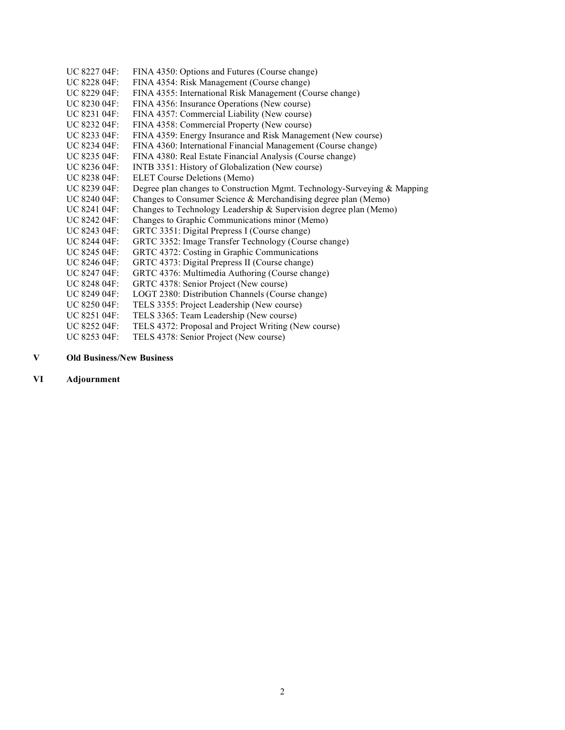UC 8227 04F: FINA 4350: Options and Futures (Course change)
UC 8228 04F: FINA 4354: Risk Management (Course change)
UC 8229 04F: FINA 4355: International Risk Management (Course change)
UC 8230 04F: FINA 4356: Insurance Operations (New course)
UC 8231 04F: FINA 4357: Commercial Liability (New course)
UC 8232 04F: FINA 4358: Commercial Property (New course)
UC 8233 04F: FINA 4359: Energy Insurance and Risk Management (New course)
UC 8234 04F: FINA 4360: International Financial Management (Course change)
UC 8235 04F: FINA 4380: Real Estate Financial Analysis (Course change)
UC 8236 04F: INTB 3351: History of Globalization (New course)
UC 8238 04F: ELET Course Deletions (Memo)
UC 8239 04F: Degree plan changes to Construction Mgmt. Technology-Surveying & Mapping
UC 8240 04F: Changes to Consumer Science & Merchandising degree plan (Memo)
UC 8241 04F: Changes to Technology Leadership & Supervision degree plan (Memo)
UC 8242 04F: Changes to Graphic Communications minor (Memo)
UC 8243 04F: GRTC 3351: Digital Prepress I (Course change)
UC 8244 04F: GRTC 3352: Image Transfer Technology (Course change)
UC 8245 04F: GRTC 4372: Costing in Graphic Communications
UC 8246 04F: GRTC 4373: Digital Prepress II (Course change)
UC 8247 04F: GRTC 4376: Multimedia Authoring (Course change)
UC 8248 04F: GRTC 4378: Senior Project (New course)
UC 8249 04F: LOGT 2380: Distribution Channels (Course change)
UC 8250 04F: TELS 3355: Project Leadership (New course)
UC 8251 04F: TELS 3365: Team Leadership (New course)
UC 8252 04F: TELS 4372: Proposal and Project Writing (New course)
UC 8253 04F: TELS 4378: Senior Project (New course)

**V Old Business/New Business**

**VI Adjournment**